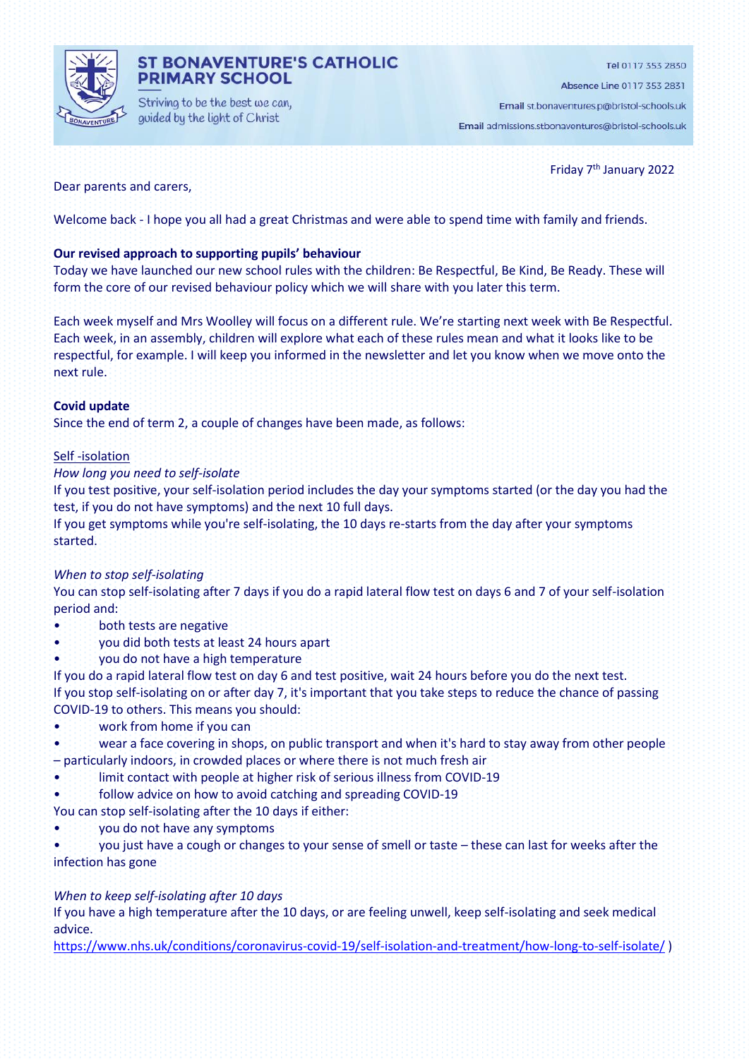# ST BONAVENTURE'S CATHOLIC PRIMARY SCHOOL

Striving to be the best we can, guided by the light of Christ

Tel 0117 353 2830

Absence Line 0117 353 2831

Email st.bonaventures.p@bristol-schools.uk

Email admissions.stbonaventures@bristol-schools.uk

Friday 7th January 2022

Dear parents and carers,

Welcome back - I hope you all had a great Christmas and were able to spend time with family and friends.

**Our revised approach to supporting pupils' behaviour**

Today we have launched our new school rules with the children: Be Respectful, Be Kind, Be Ready. These will form the core of our revised behaviour policy which we will share with you later this term.

Each week myself and Mrs Woolley will focus on a different rule. We're starting next week with Be Respectful. Each week, in an assembly, children will explore what each of these rules mean and what it looks like to be respectful, for example. I will keep you informed in the newsletter and let you know when we move onto the next rule.

**Covid update**

Since the end of term 2, a couple of changes have been made, as follows:

Self -isolation

*How long you need to self-isolate*

If you test positive, your self-isolation period includes the day your symptoms started (or the day you had the test, if you do not have symptoms) and the next 10 full days.

If you get symptoms while you're self-isolating, the 10 days re-starts from the day after your symptoms started.

*When to stop self-isolating*

You can stop self-isolating after 7 days if you do a rapid lateral flow test on days 6 and 7 of your self-isolation period and:

- both tests are negative
- you did both tests at least 24 hours apart
- you do not have a high temperature

If you do a rapid lateral flow test on day 6 and test positive, wait 24 hours before you do the next test.

If you stop self-isolating on or after day 7, it's important that you take steps to reduce the chance of passing COVID-19 to others. This means you should:

- work from home if you can
- wear a face covering in shops, on public transport and when it's hard to stay away from other people – particularly indoors, in crowded places or where there is not much fresh air
- limit contact with people at higher risk of serious illness from COVID-19
- follow advice on how to avoid catching and spreading COVID-19

You can stop self-isolating after the 10 days if either:

- you do not have any symptoms
- you just have a cough or changes to your sense of smell or taste – these can last for weeks after the infection has gone

*When to keep self-isolating after 10 days*

If you have a high temperature after the 10 days, or are feeling unwell, keep self-isolating and seek medical advice.

https://www.nhs.uk/conditions/coronavirus-covid-19/self-isolation-and-treatment/how-long-to-self-isolate/ )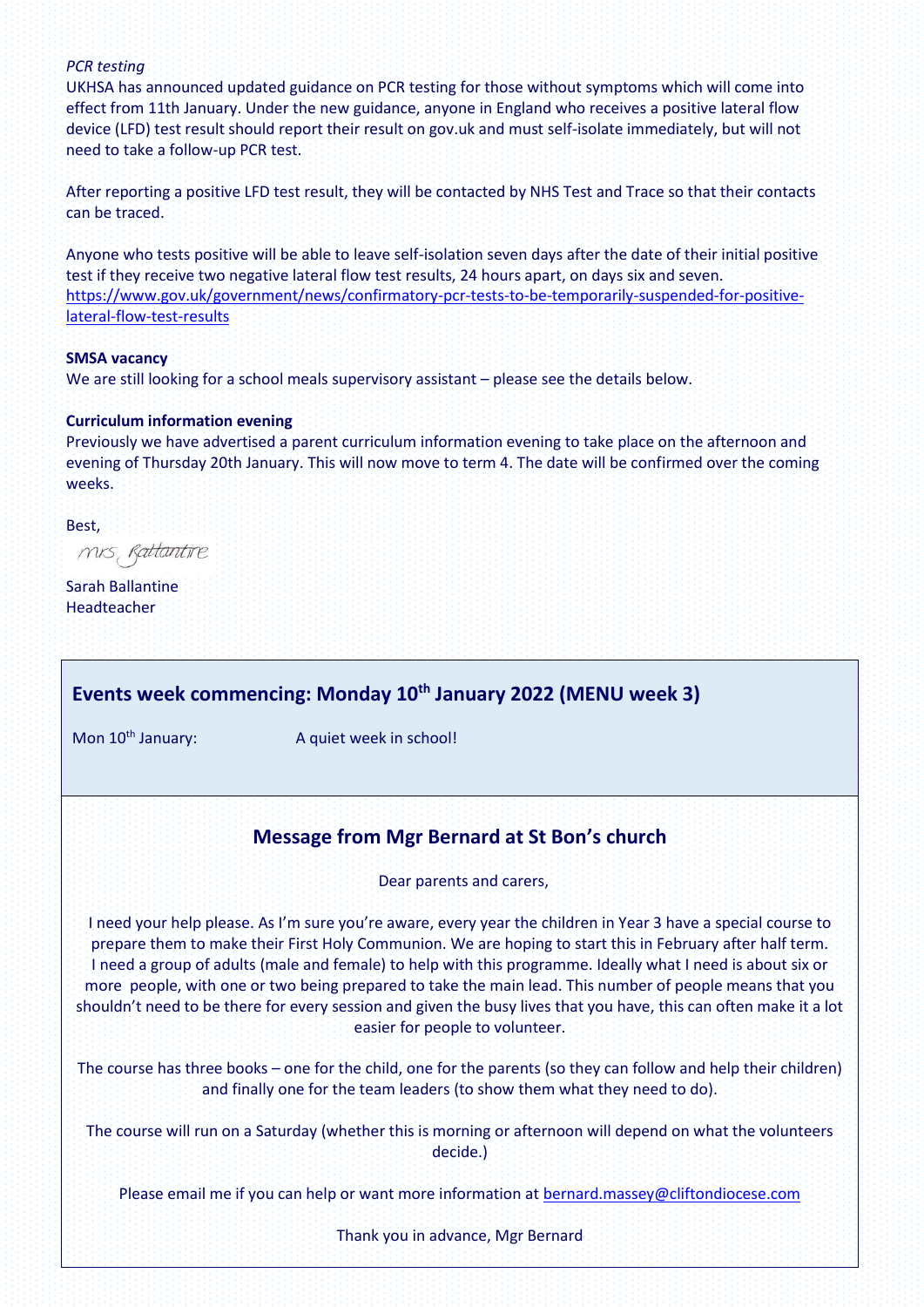*PCR testing*

UKHSA has announced updated guidance on PCR testing for those without symptoms which will come into effect from 11th January. Under the new guidance, anyone in England who receives a positive lateral flow device (LFD) test result should report their result on gov.uk and must self-isolate immediately, but will not need to take a follow-up PCR test.

After reporting a positive LFD test result, they will be contacted by NHS Test and Trace so that their contacts can be traced.

Anyone who tests positive will be able to leave self-isolation seven days after the date of their initial positive test if they receive two negative lateral flow test results, 24 hours apart, on days six and seven.
[https://www.gov.uk/government/news/confirmatory-pcr-tests-to-be-temporarily-suspended-for-positive-lateral-flow-test-results](https://www.gov.uk/government/news/confirmatory-pcr-tests-to-be-temporarily-suspended-for-positive-lateral-flow-test-results)

**SMSA vacancy**

We are still looking for a school meals supervisory assistant – please see the details below.

**Curriculum information evening**

Previously we have advertised a parent curriculum information evening to take place on the afternoon and evening of Thursday 20th January. This will now move to term 4. The date will be confirmed over the coming weeks.

Best,

Mrs Ballantine

Sarah Ballantine
Headteacher

## Events week commencing: Monday 10th January 2022 (MENU week 3)

Mon 10th January: A quiet week in school!

## Message from Mgr Bernard at St Bon's church

Dear parents and carers,

I need your help please. As I'm sure you're aware, every year the children in Year 3 have a special course to prepare them to make their First Holy Communion. We are hoping to start this in February after half term. I need a group of adults (male and female) to help with this programme. Ideally what I need is about six or more people, with one or two being prepared to take the main lead. This number of people means that you shouldn't need to be there for every session and given the busy lives that you have, this can often make it a lot easier for people to volunteer.

The course has three books – one for the child, one for the parents (so they can follow and help their children) and finally one for the team leaders (to show them what they need to do).

The course will run on a Saturday (whether this is morning or afternoon will depend on what the volunteers decide.)

Please email me if you can help or want more information at [bernard.massey@cliftondiocese.com](mailto:bernard.massey@cliftondiocese.com)

Thank you in advance, Mgr Bernard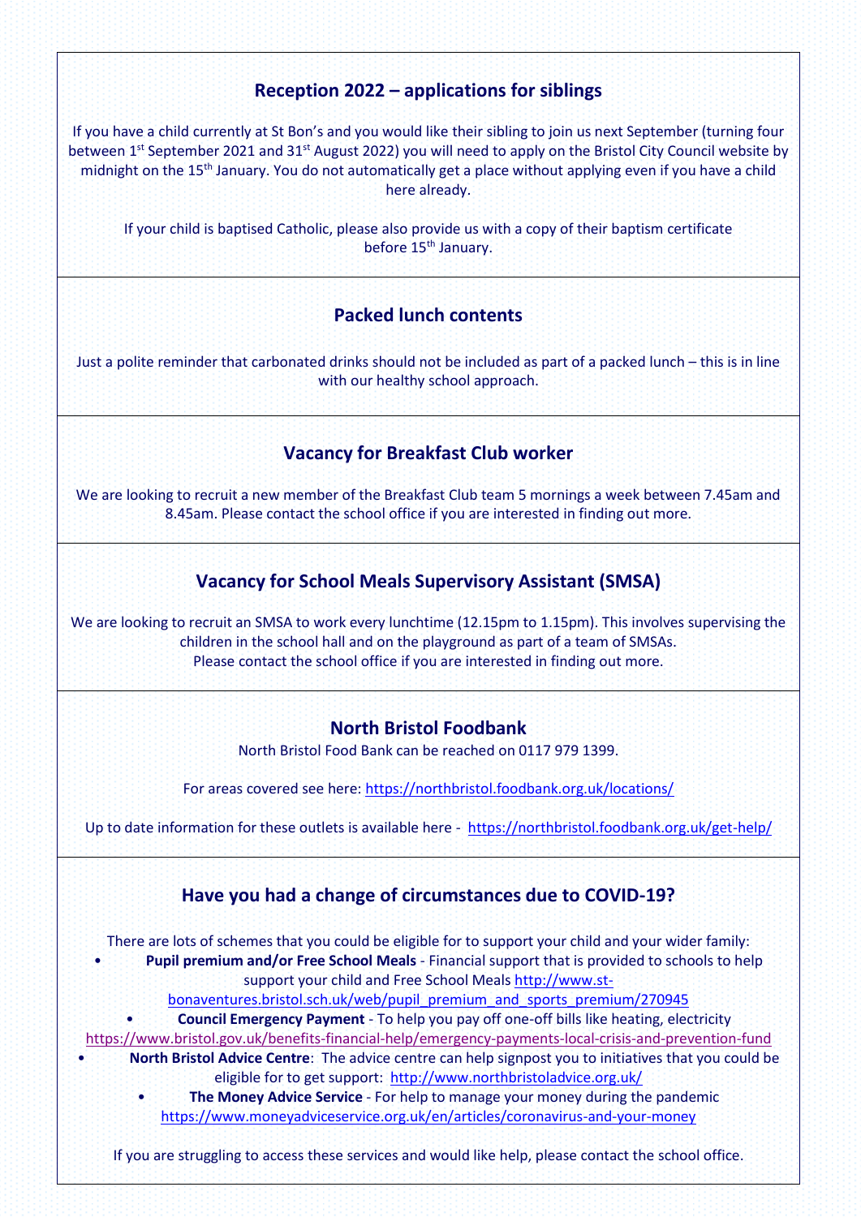## Reception 2022 – applications for siblings

If you have a child currently at St Bon's and you would like their sibling to join us next September (turning four between 1st September 2021 and 31st August 2022) you will need to apply on the Bristol City Council website by midnight on the 15th January. You do not automatically get a place without applying even if you have a child here already.

If your child is baptised Catholic, please also provide us with a copy of their baptism certificate before 15th January.

## Packed lunch contents

Just a polite reminder that carbonated drinks should not be included as part of a packed lunch – this is in line with our healthy school approach.

## Vacancy for Breakfast Club worker

We are looking to recruit a new member of the Breakfast Club team 5 mornings a week between 7.45am and 8.45am. Please contact the school office if you are interested in finding out more.

## Vacancy for School Meals Supervisory Assistant (SMSA)

We are looking to recruit an SMSA to work every lunchtime (12.15pm to 1.15pm). This involves supervising the children in the school hall and on the playground as part of a team of SMSAs.
Please contact the school office if you are interested in finding out more.

## North Bristol Foodbank

North Bristol Food Bank can be reached on 0117 979 1399.

For areas covered see here: https://northbristol.foodbank.org.uk/locations/

Up to date information for these outlets is available here - https://northbristol.foodbank.org.uk/get-help/

## Have you had a change of circumstances due to COVID-19?

There are lots of schemes that you could be eligible for to support your child and your wider family:

- **Pupil premium and/or Free School Meals** - Financial support that is provided to schools to help support your child and Free School Meals http://www.st-bonaventures.bristol.sch.uk/web/pupil_premium_and_sports_premium/270945
- **Council Emergency Payment** - To help you pay off one-off bills like heating, electricity https://www.bristol.gov.uk/benefits-financial-help/emergency-payments-local-crisis-and-prevention-fund
- **North Bristol Advice Centre**: The advice centre can help signpost you to initiatives that you could be eligible for to get support: http://www.northbristoladvice.org.uk/
- **The Money Advice Service** - For help to manage your money during the pandemic https://www.moneyadviceservice.org.uk/en/articles/coronavirus-and-your-money

If you are struggling to access these services and would like help, please contact the school office.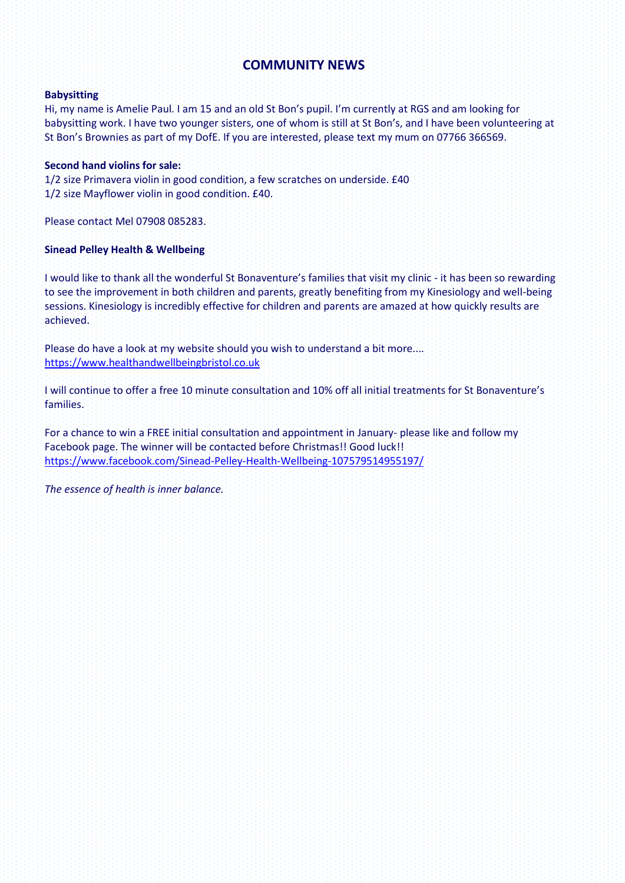# COMMUNITY NEWS

**Babysitting**

Hi, my name is Amelie Paul. I am 15 and an old St Bon's pupil. I'm currently at RGS and am looking for babysitting work. I have two younger sisters, one of whom is still at St Bon's, and I have been volunteering at St Bon's Brownies as part of my DofE. If you are interested, please text my mum on 07766 366569.

**Second hand violins for sale:**

1/2 size Primavera violin in good condition, a few scratches on underside. £40
1/2 size Mayflower violin in good condition. £40.

Please contact Mel 07908 085283.

**Sinead Pelley Health & Wellbeing**

I would like to thank all the wonderful St Bonaventure's families that visit my clinic - it has been so rewarding to see the improvement in both children and parents, greatly benefiting from my Kinesiology and well-being sessions. Kinesiology is incredibly effective for children and parents are amazed at how quickly results are achieved.

Please do have a look at my website should you wish to understand a bit more....
https://www.healthandwellbeingbristol.co.uk

I will continue to offer a free 10 minute consultation and 10% off all initial treatments for St Bonaventure's families.

For a chance to win a FREE initial consultation and appointment in January- please like and follow my Facebook page. The winner will be contacted before Christmas!! Good luck!!
https://www.facebook.com/Sinead-Pelley-Health-Wellbeing-107579514955197/

*The essence of health is inner balance.*